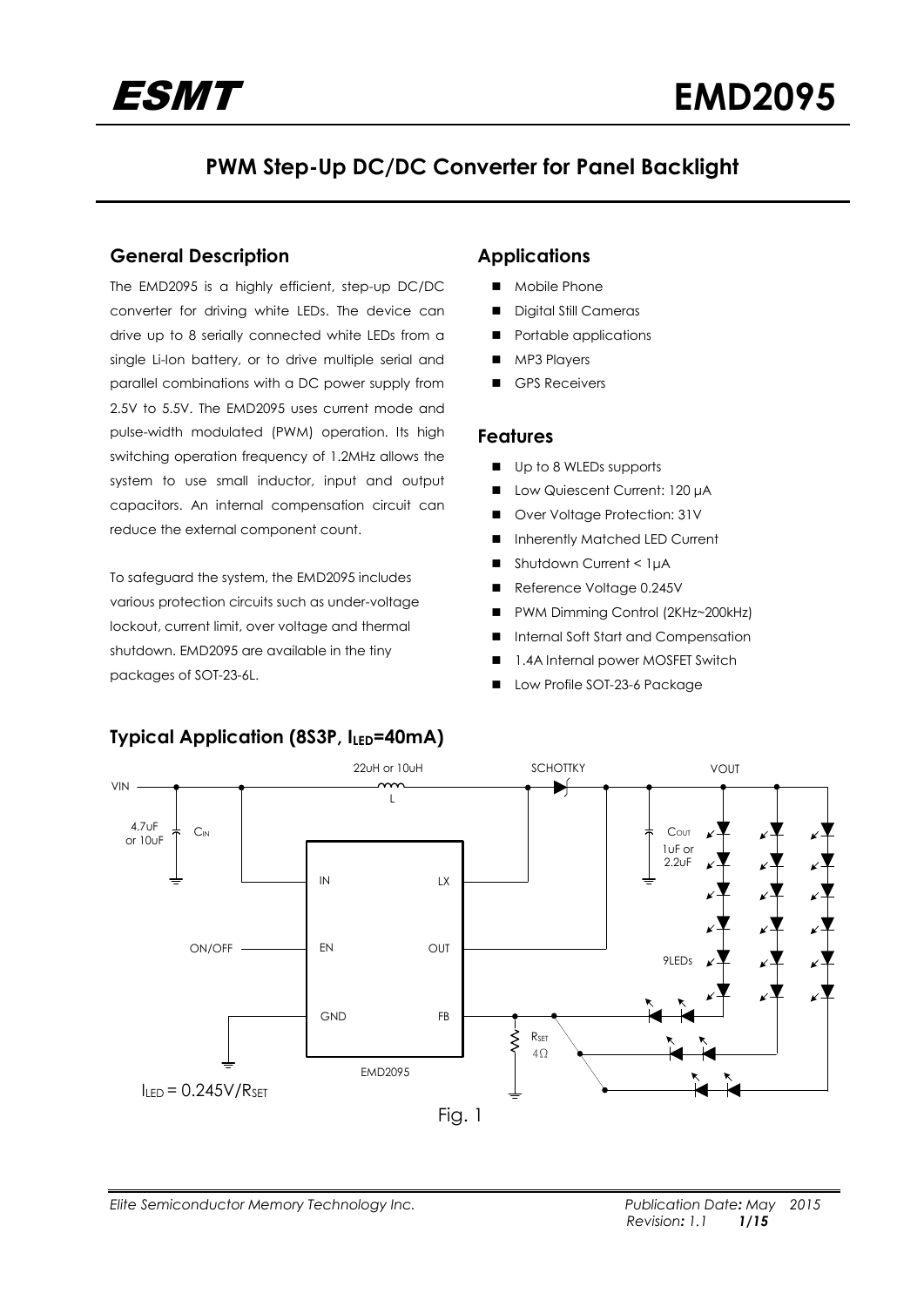# PWM Step-Up DC/DC Converter for Panel Backlight

## General Description

The EMD2095 is a highly efficient, step-up DC/DC converter for driving white LEDs. The device can drive up to 8 serially connected white LEDs from a single Li-Ion battery, or to drive multiple serial and parallel combinations with a DC power supply from 2.5V to 5.5V. The EMD2095 uses current mode and pulse-width modulated (PWM) operation. Its high switching operation frequency of 1.2MHz allows the system to use small inductor, input and output capacitors. An internal compensation circuit can reduce the external component count.

To safeguard the system, the EMD2095 includes various protection circuits such as under-voltage lockout, current limit, over voltage and thermal shutdown. EMD2095 are available in the tiny packages of SOT-23-6L.

## Applications

- Mobile Phone
- Digital Still Cameras
- Portable applications
- MP3 Players
- GPS Receivers

## Features

- Up to 8 WLEDs supports
- Low Quiescent Current: 120 μA
- Over Voltage Protection: 31V
- Inherently Matched LED Current
- Shutdown Current < 1μA
- Reference Voltage 0.245V
- PWM Dimming Control (2KHz~200kHz)
- Internal Soft Start and Compensation
- 1.4A Internal power MOSFET Switch
- Low Profile SOT-23-6 Package

## Typical Application (8S3P, $I_{LED}$=40mA)

VIN, 4.7uF or 10uF $C_{IN}$, 22uH or 10uH L, SCHOTTKY, VOUT, $C_{OUT}$ 1uF or 2.2uF, 9LEDs, ON/OFF, IN, LX, EN, OUT, GND, FB, EMD2095, $R_{SET}$ 4Ω

$I_{LED}$ = 0.245V/$R_{SET}$

Fig. 1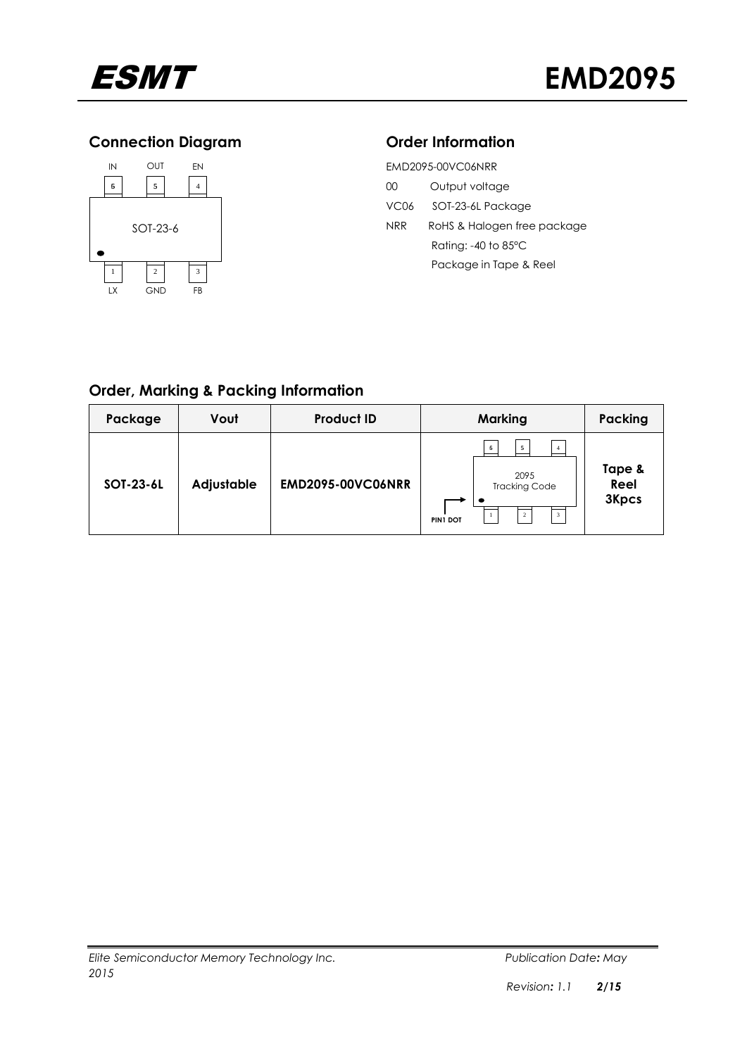## Connection Diagram

IN OUT EN

6 5 4

SOT-23-6

1 2 3

LX GND FB

## Order Information

EMD2095-00VC06NRR

00 Output voltage

VC06 SOT-23-6L Package

NRR RoHS & Halogen free package
Rating: -40 to 85°C
Package in Tape & Reel

## Order, Marking & Packing Information

| Package | Vout | Product ID | Marking | Packing |
|---|---|---|---|---|
| SOT-23-6L | Adjustable | EMD2095-00VC06NRR | 2095 Tracking Code (PIN1 DOT) | Tape & Reel 3Kpcs |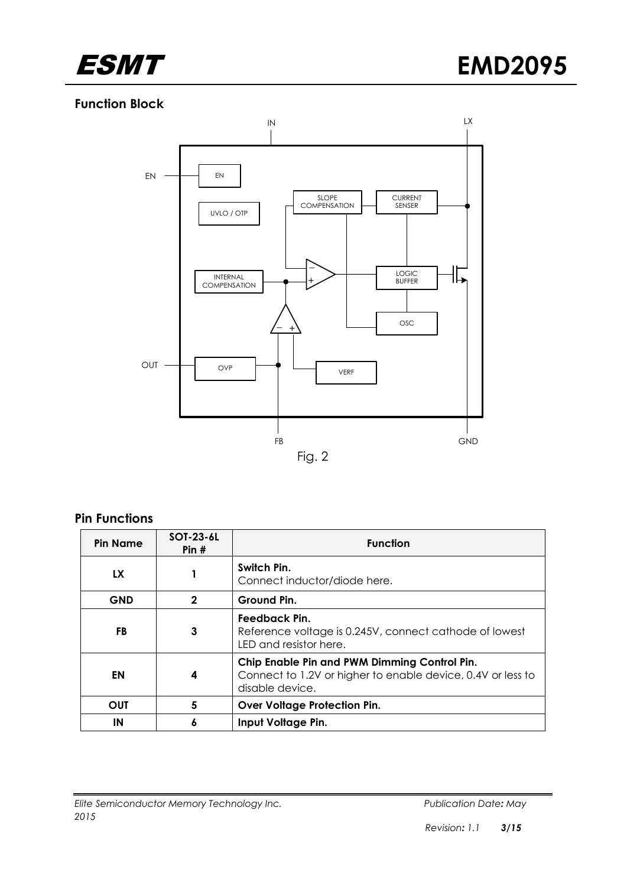## Function Block

Fig. 2

## Pin Functions

| Pin Name | SOT-23-6L Pin # | Function |
|---|---|---|
| **LX** | **1** | **Switch Pin.** Connect inductor/diode here. |
| **GND** | **2** | **Ground Pin.** |
| **FB** | **3** | **Feedback Pin.** Reference voltage is 0.245V, connect cathode of lowest LED and resistor here. |
| **EN** | **4** | **Chip Enable Pin and PWM Dimming Control Pin.** Connect to 1.2V or higher to enable device, 0.4V or less to disable device. |
| **OUT** | **5** | **Over Voltage Protection Pin.** |
| **IN** | **6** | **Input Voltage Pin.** |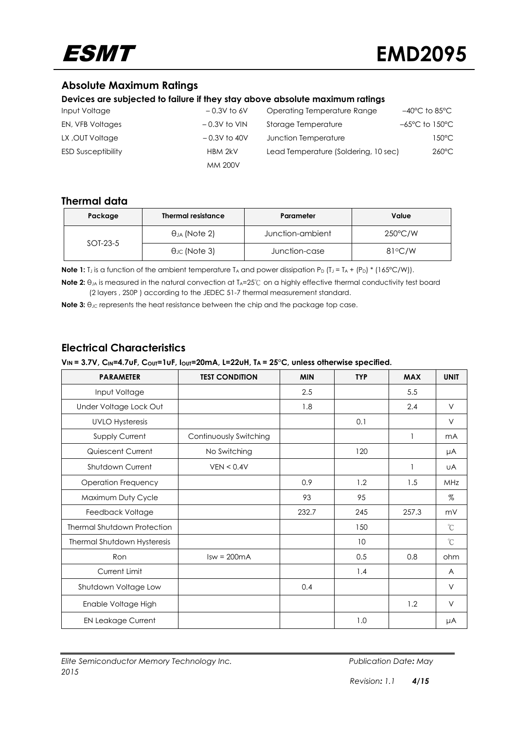## Absolute Maximum Ratings

**Devices are subjected to failure if they stay above absolute maximum ratings**

| | | | |
|---|---|---|---|
| Input Voltage | – 0.3V to 6V | Operating Temperature Range | –40°C to 85°C |
| EN, VFB Voltages | – 0.3V to VIN | Storage Temperature | –65°C to 150°C |
| LX ,OUT Voltage | – 0.3V to 40V | Junction Temperature | 150°C |
| ESD Susceptibility | HBM 2kV<br>MM 200V | Lead Temperature (Soldering, 10 sec) | 260°C |

## Thermal data

| Package | Thermal resistance | Parameter | Value |
|---|---|---|---|
| SOT-23-5 | $\theta_{JA}$ (Note 2) | Junction-ambient | 250°C/W |
| | $\theta_{JC}$ (Note 3) | Junction-case | 81°C/W |

**Note 1:** $T_J$ is a function of the ambient temperature $T_A$ and power dissipation $P_D$ ($T_J = T_A + (P_D) * (165°C/W)$).

**Note 2:** $\theta_{JA}$ is measured in the natural convection at $T_A$=25℃ on a highly effective thermal conductivity test board (2 layers , 2S0P ) according to the JEDEC 51-7 thermal measurement standard.

**Note 3:** $\theta_{JC}$ represents the heat resistance between the chip and the package top case.

## Electrical Characteristics

**$V_{IN}$ = 3.7V, $C_{IN}$=4.7uF, $C_{OUT}$=1uF, $I_{OUT}$=20mA, L=22uH, $T_A$ = 25°C, unless otherwise specified.**

| PARAMETER | TEST CONDITION | MIN | TYP | MAX | UNIT |
|---|---|---|---|---|---|
| Input Voltage | | 2.5 | | 5.5 | |
| Under Voltage Lock Out | | 1.8 | | 2.4 | V |
| UVLO Hysteresis | | | 0.1 | | V |
| Supply Current | Continuously Switching | | | 1 | mA |
| Quiescent Current | No Switching | | 120 | | μA |
| Shutdown Current | VEN < 0.4V | | | 1 | uA |
| Operation Frequency | | 0.9 | 1.2 | 1.5 | MHz |
| Maximum Duty Cycle | | 93 | 95 | | % |
| Feedback Voltage | | 232.7 | 245 | 257.3 | mV |
| Thermal Shutdown Protection | | | 150 | | ℃ |
| Thermal Shutdown Hysteresis | | | 10 | | ℃ |
| Ron | Isw = 200mA | | 0.5 | 0.8 | ohm |
| Current Limit | | | 1.4 | | A |
| Shutdown Voltage Low | | 0.4 | | | V |
| Enable Voltage High | | | | 1.2 | V |
| EN Leakage Current | | | 1.0 | | μA |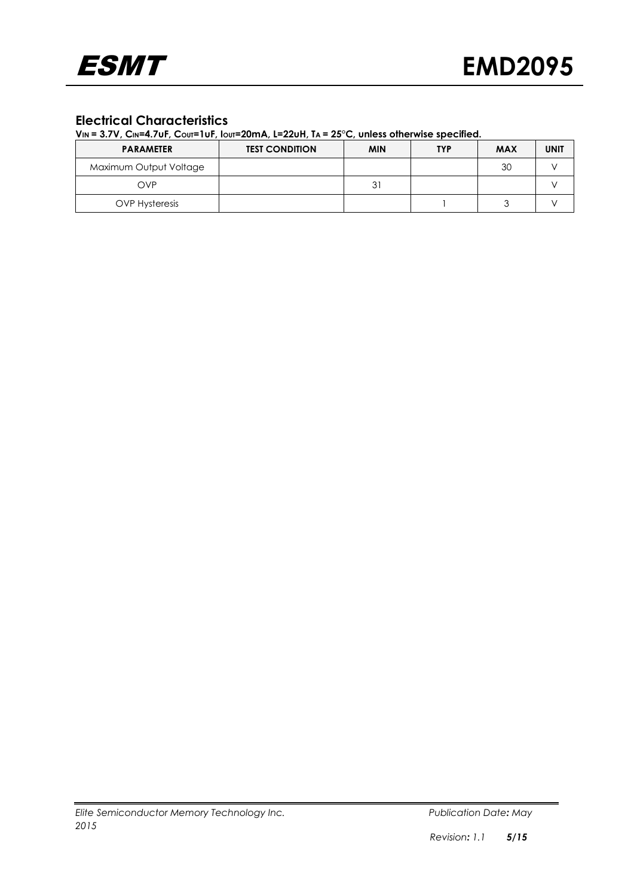## Electrical Characteristics

**$V_{IN}$ = 3.7V, $C_{IN}$=4.7uF, $C_{OUT}$=1uF, $I_{OUT}$=20mA, L=22uH, $T_A$ = 25°C, unless otherwise specified.**

| PARAMETER | TEST CONDITION | MIN | TYP | MAX | UNIT |
|---|---|---|---|---|---|
| Maximum Output Voltage | | | | 30 | V |
| OVP | | 31 | | | V |
| OVP Hysteresis | | | 1 | 3 | V |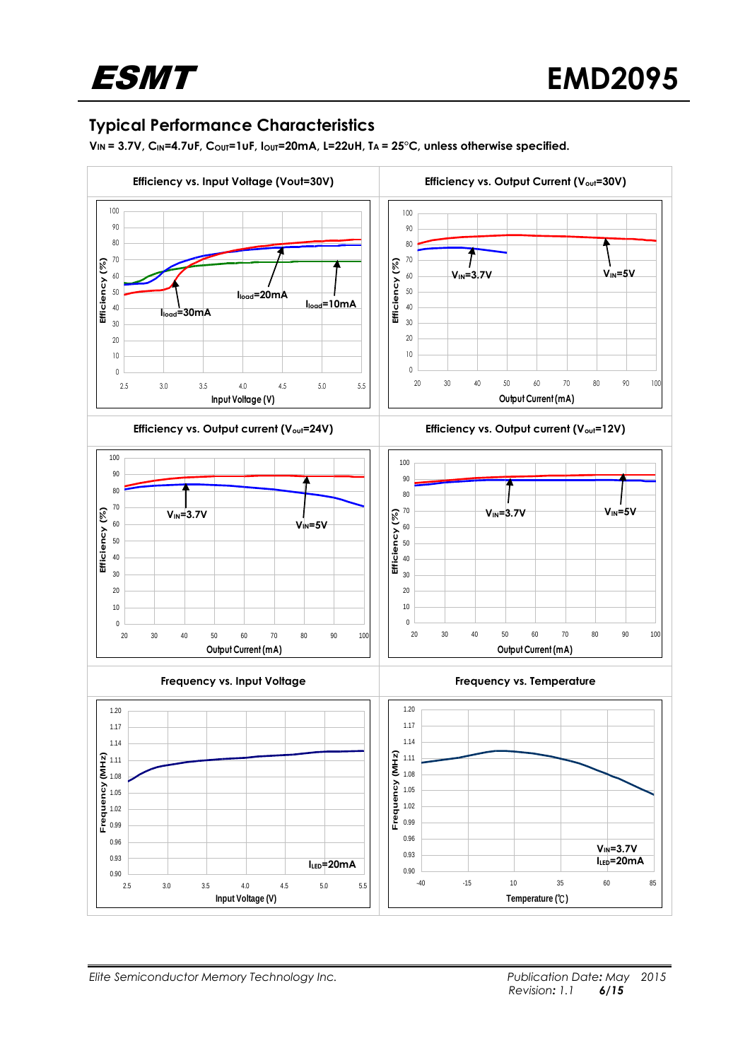## Typical Performance Characteristics

**$V_{IN}$ = 3.7V, $C_{IN}$=4.7uF, $C_{OUT}$=1uF, $I_{OUT}$=20mA, L=22uH, $T_A$ = 25°C, unless otherwise specified.**

**Efficiency vs. Input Voltage (Vout=30V)**

**Efficiency vs. Output Current ($V_{out}$=30V)**

**Efficiency vs. Output current ($V_{out}$=24V)**

**Efficiency vs. Output current ($V_{out}$=12V)**

**Frequency vs. Input Voltage**

**Frequency vs. Temperature**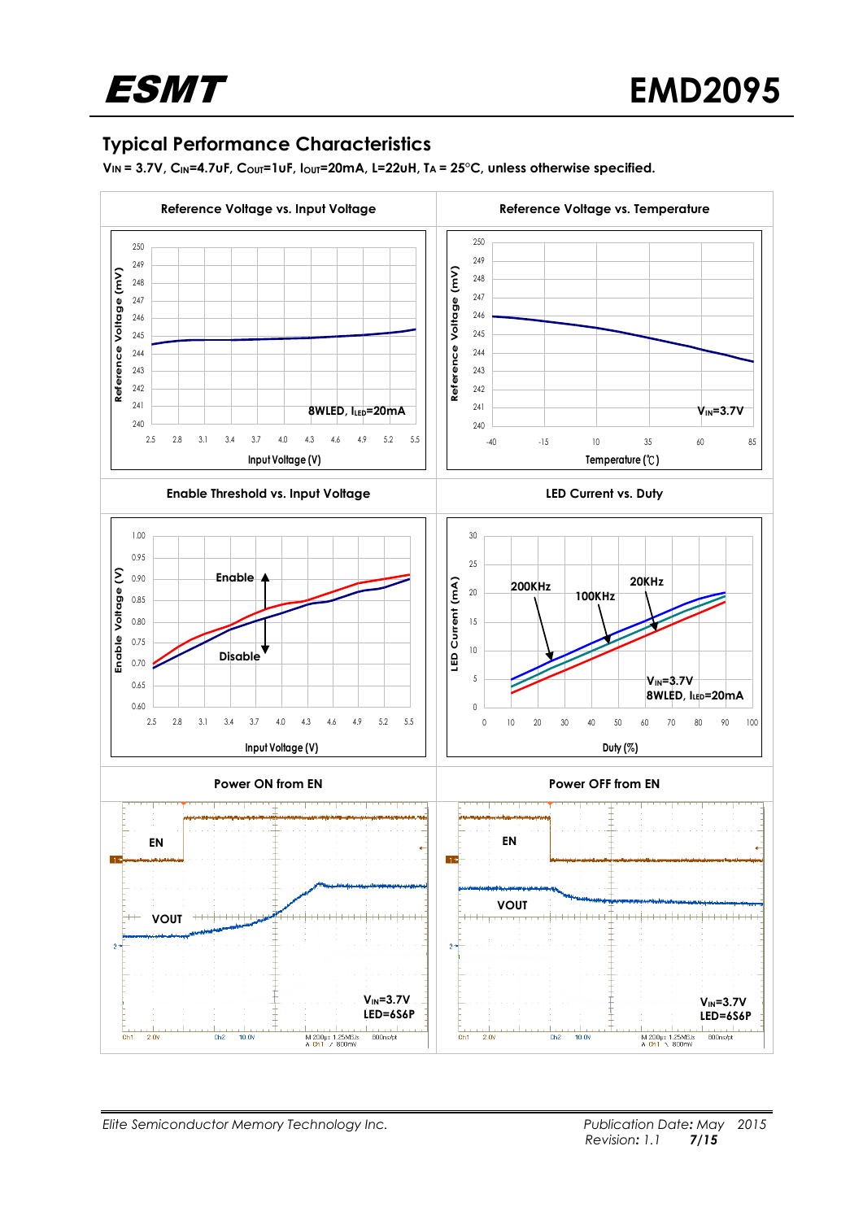## Typical Performance Characteristics

**$V_{IN}$ = 3.7V, $C_{IN}$=4.7uF, $C_{OUT}$=1uF, $I_{OUT}$=20mA, L=22uH, $T_A$ = 25°C, unless otherwise specified.**

**Reference Voltage vs. Input Voltage**

Reference Voltage (mV) vs. Input Voltage (V); 8WLED, $I_{LED}$=20mA

**Reference Voltage vs. Temperature**

Reference Voltage (mV) vs. Temperature (℃); $V_{IN}$=3.7V

**Enable Threshold vs. Input Voltage**

Enable Voltage (V) vs. Input Voltage (V); Enable, Disable

**LED Current vs. Duty**

LED Current (mA) vs. Duty (%); 200KHz, 100KHz, 20KHz; $V_{IN}$=3.7V, 8WLED, $I_{LED}$=20mA

**Power ON from EN**

EN, VOUT; $V_{IN}$=3.7V, LED=6S6P

**Power OFF from EN**

EN, VOUT; $V_{IN}$=3.7V, LED=6S6P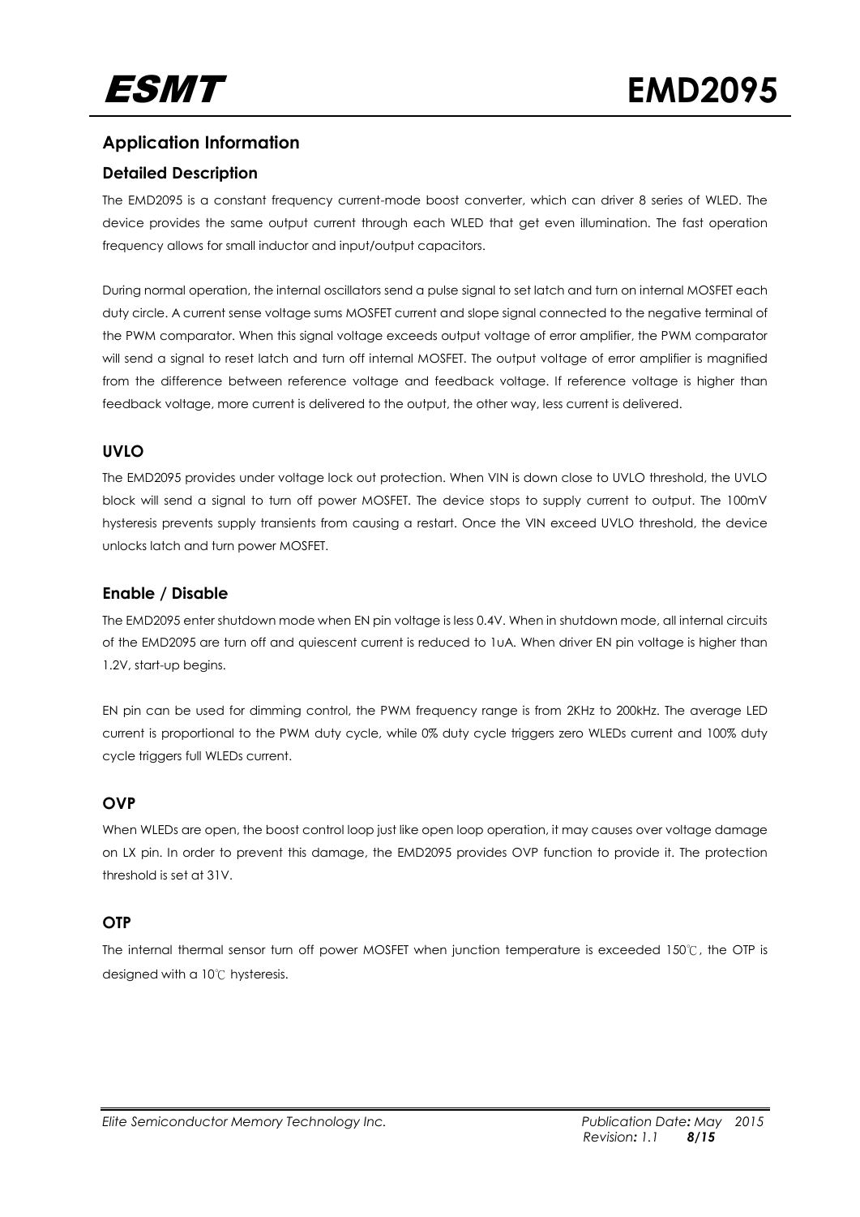## Application Information

### Detailed Description

The EMD2095 is a constant frequency current-mode boost converter, which can driver 8 series of WLED. The device provides the same output current through each WLED that get even illumination. The fast operation frequency allows for small inductor and input/output capacitors.

During normal operation, the internal oscillators send a pulse signal to set latch and turn on internal MOSFET each duty circle. A current sense voltage sums MOSFET current and slope signal connected to the negative terminal of the PWM comparator. When this signal voltage exceeds output voltage of error amplifier, the PWM comparator will send a signal to reset latch and turn off internal MOSFET. The output voltage of error amplifier is magnified from the difference between reference voltage and feedback voltage. If reference voltage is higher than feedback voltage, more current is delivered to the output, the other way, less current is delivered.

### UVLO

The EMD2095 provides under voltage lock out protection. When VIN is down close to UVLO threshold, the UVLO block will send a signal to turn off power MOSFET. The device stops to supply current to output. The 100mV hysteresis prevents supply transients from causing a restart. Once the VIN exceed UVLO threshold, the device unlocks latch and turn power MOSFET.

### Enable / Disable

The EMD2095 enter shutdown mode when EN pin voltage is less 0.4V. When in shutdown mode, all internal circuits of the EMD2095 are turn off and quiescent current is reduced to 1uA. When driver EN pin voltage is higher than 1.2V, start-up begins.

EN pin can be used for dimming control, the PWM frequency range is from 2KHz to 200kHz. The average LED current is proportional to the PWM duty cycle, while 0% duty cycle triggers zero WLEDs current and 100% duty cycle triggers full WLEDs current.

### OVP

When WLEDs are open, the boost control loop just like open loop operation, it may causes over voltage damage on LX pin. In order to prevent this damage, the EMD2095 provides OVP function to provide it. The protection threshold is set at 31V.

### OTP

The internal thermal sensor turn off power MOSFET when junction temperature is exceeded 150℃, the OTP is designed with a 10℃ hysteresis.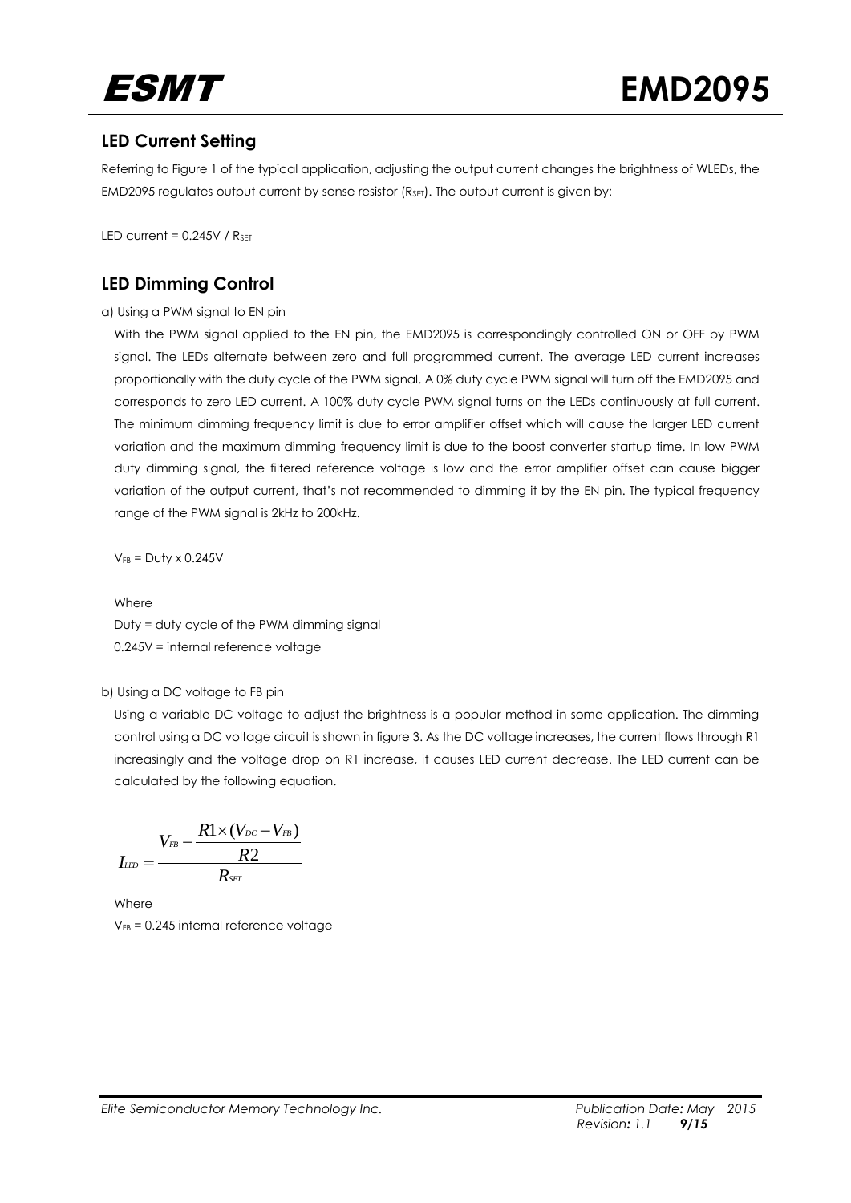## LED Current Setting

Referring to Figure 1 of the typical application, adjusting the output current changes the brightness of WLEDs, the EMD2095 regulates output current by sense resistor ($R_{SET}$). The output current is given by:

LED current = 0.245V / $R_{SET}$

## LED Dimming Control

a) Using a PWM signal to EN pin

With the PWM signal applied to the EN pin, the EMD2095 is correspondingly controlled ON or OFF by PWM signal. The LEDs alternate between zero and full programmed current. The average LED current increases proportionally with the duty cycle of the PWM signal. A 0% duty cycle PWM signal will turn off the EMD2095 and corresponds to zero LED current. A 100% duty cycle PWM signal turns on the LEDs continuously at full current. The minimum dimming frequency limit is due to error amplifier offset which will cause the larger LED current variation and the maximum dimming frequency limit is due to the boost converter startup time. In low PWM duty dimming signal, the filtered reference voltage is low and the error amplifier offset can cause bigger variation of the output current, that's not recommended to dimming it by the EN pin. The typical frequency range of the PWM signal is 2kHz to 200kHz.

$V_{FB}$ = Duty x 0.245V

Where

Duty = duty cycle of the PWM dimming signal

0.245V = internal reference voltage

b) Using a DC voltage to FB pin

Using a variable DC voltage to adjust the brightness is a popular method in some application. The dimming control using a DC voltage circuit is shown in figure 3. As the DC voltage increases, the current flows through R1 increasingly and the voltage drop on R1 increase, it causes LED current decrease. The LED current can be calculated by the following equation.

$$I_{LED} = \frac{V_{FB} - \dfrac{R1 \times (V_{DC} - V_{FB})}{R2}}{R_{SET}}$$

Where

$V_{FB}$ = 0.245 internal reference voltage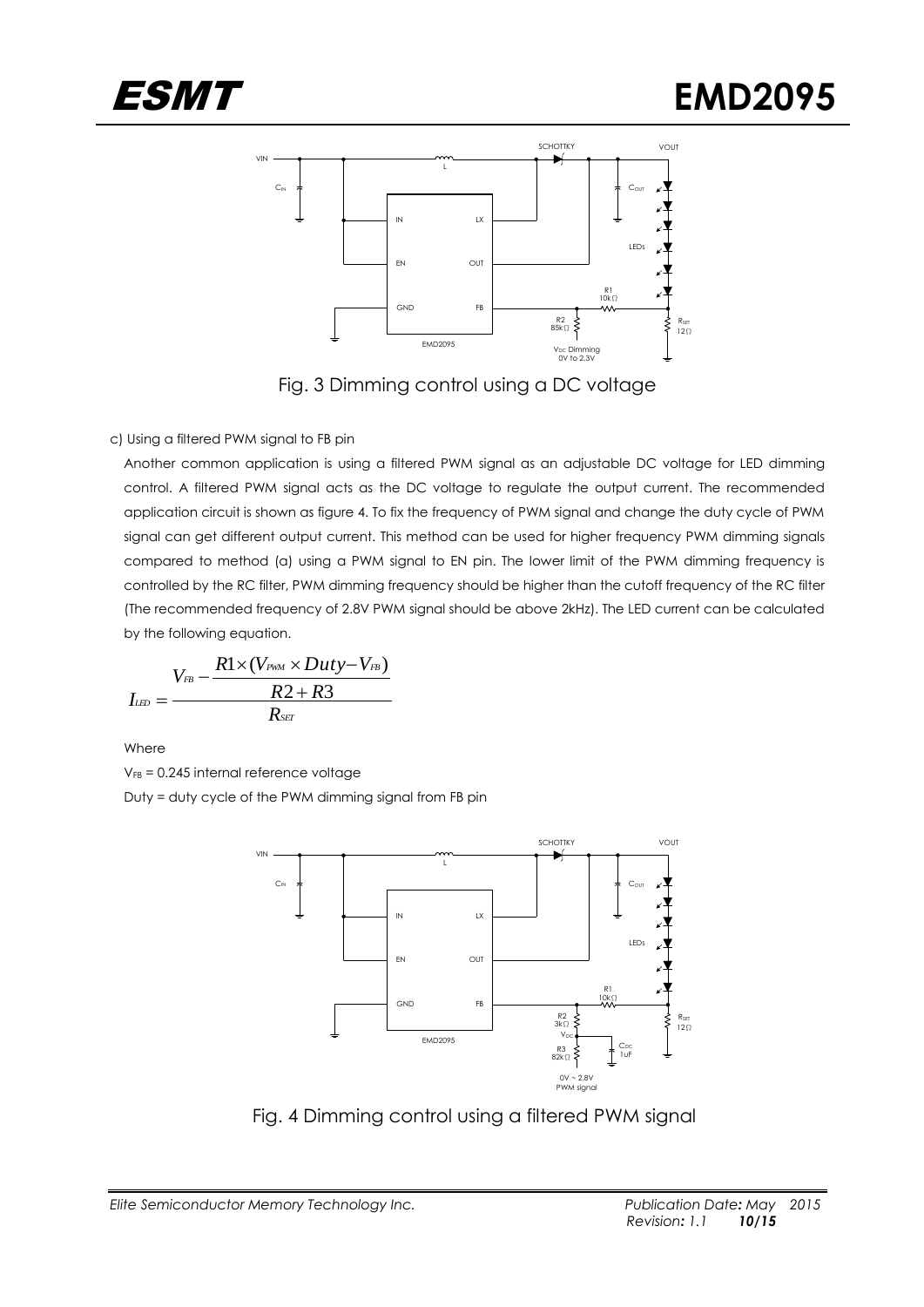Fig. 3 Dimming control using a DC voltage

c) Using a filtered PWM signal to FB pin

Another common application is using a filtered PWM signal as an adjustable DC voltage for LED dimming control. A filtered PWM signal acts as the DC voltage to regulate the output current. The recommended application circuit is shown as figure 4. To fix the frequency of PWM signal and change the duty cycle of PWM signal can get different output current. This method can be used for higher frequency PWM dimming signals compared to method (a) using a PWM signal to EN pin. The lower limit of the PWM dimming frequency is controlled by the RC filter, PWM dimming frequency should be higher than the cutoff frequency of the RC filter (The recommended frequency of 2.8V PWM signal should be above 2kHz). The LED current can be calculated by the following equation.

$$I_{LED} = \frac{V_{FB} - \dfrac{R1 \times (V_{PWM} \times Duty - V_{FB})}{R2 + R3}}{R_{SET}}$$

Where

$V_{FB}$ = 0.245 internal reference voltage

Duty = duty cycle of the PWM dimming signal from FB pin

Fig. 4 Dimming control using a filtered PWM signal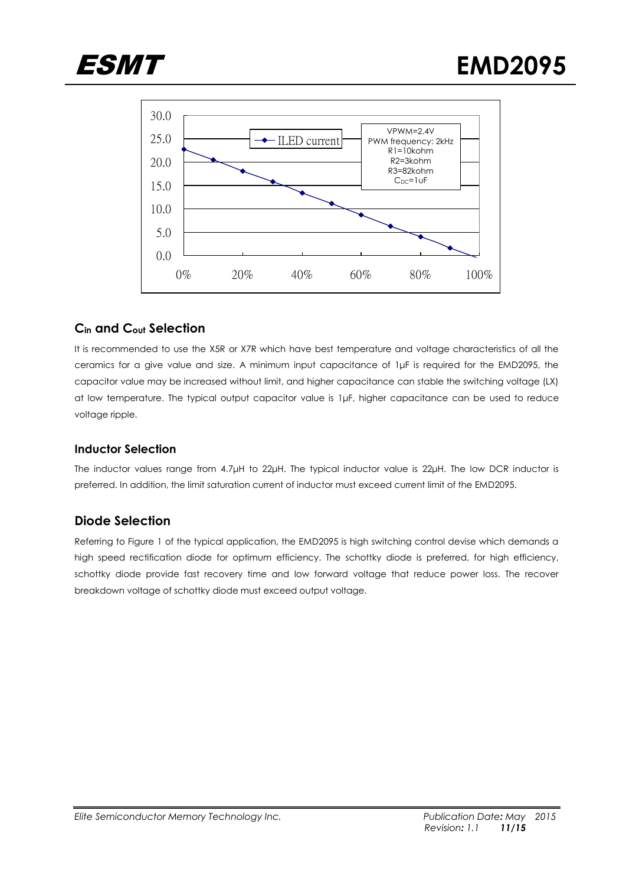## $C_{in}$ and $C_{out}$ Selection

It is recommended to use the X5R or X7R which have best temperature and voltage characteristics of all the ceramics for a give value and size. A minimum input capacitance of 1μF is required for the EMD2095, the capacitor value may be increased without limit, and higher capacitance can stable the switching voltage (LX) at low temperature. The typical output capacitor value is 1μF, higher capacitance can be used to reduce voltage ripple.

### Inductor Selection

The inductor values range from 4.7μH to 22μH. The typical inductor value is 22μH. The low DCR inductor is preferred. In addition, the limit saturation current of inductor must exceed current limit of the EMD2095.

## Diode Selection

Referring to Figure 1 of the typical application, the EMD2095 is high switching control devise which demands a high speed rectification diode for optimum efficiency. The schottky diode is preferred, for high efficiency, schottky diode provide fast recovery time and low forward voltage that reduce power loss. The recover breakdown voltage of schottky diode must exceed output voltage.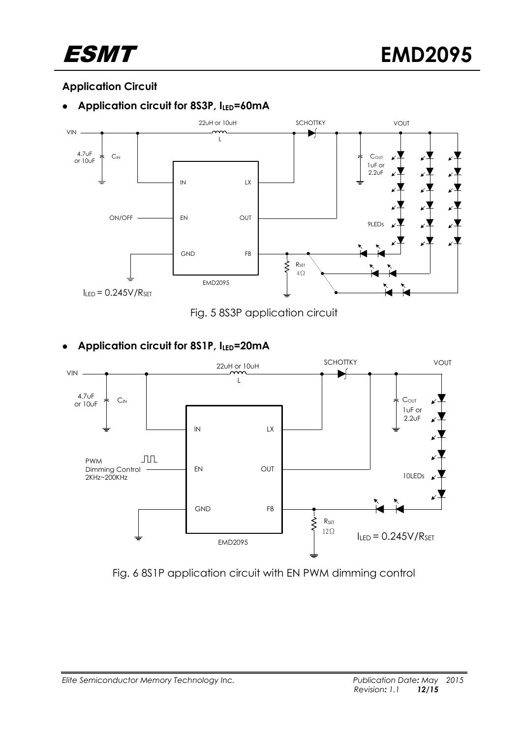## Application Circuit

- **Application circuit for 8S3P, $I_{LED}$=60mA**

Fig. 5 8S3P application circuit

- **Application circuit for 8S1P, $I_{LED}$=20mA**

Fig. 6 8S1P application circuit with EN PWM dimming control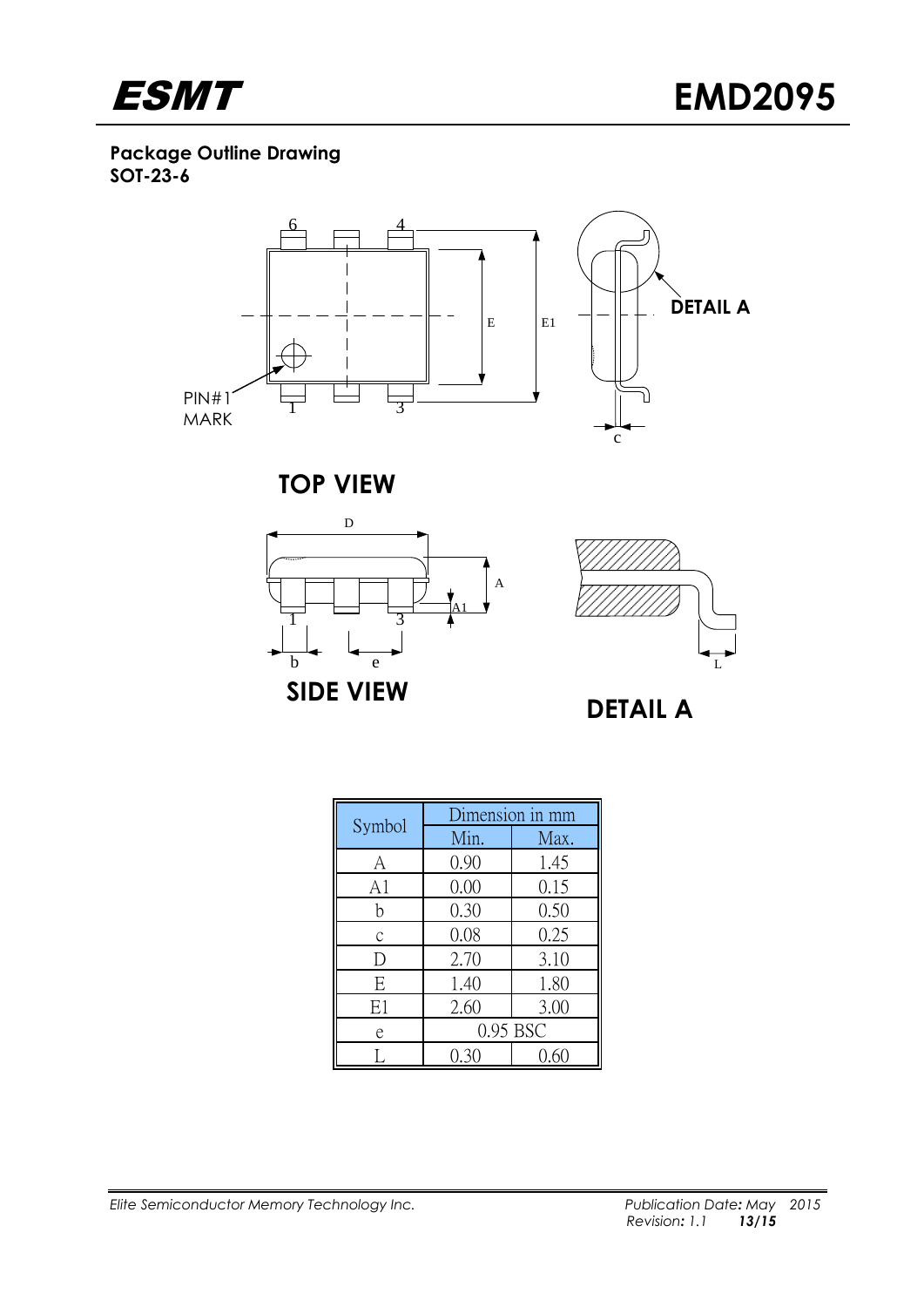## Package Outline Drawing

**SOT-23-6**

**TOP VIEW**

**SIDE VIEW**

**DETAIL A**

| Symbol | Dimension in mm | |
|---|---|---|
| | Min. | Max. |
| A | 0.90 | 1.45 |
| A1 | 0.00 | 0.15 |
| b | 0.30 | 0.50 |
| c | 0.08 | 0.25 |
| D | 2.70 | 3.10 |
| E | 1.40 | 1.80 |
| E1 | 2.60 | 3.00 |
| e | 0.95 BSC | |
| L | 0.30 | 0.60 |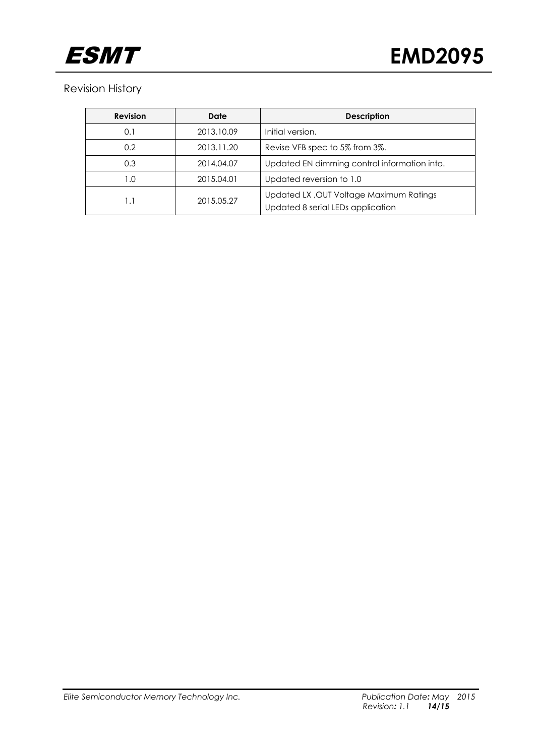## Revision History

| Revision | Date | Description |
|---|---|---|
| 0.1 | 2013.10.09 | Initial version. |
| 0.2 | 2013.11.20 | Revise VFB spec to 5% from 3%. |
| 0.3 | 2014.04.07 | Updated EN dimming control information into. |
| 1.0 | 2015.04.01 | Updated reversion to 1.0 |
| 1.1 | 2015.05.27 | Updated LX ,OUT Voltage Maximum Ratings<br>Updated 8 serial LEDs application |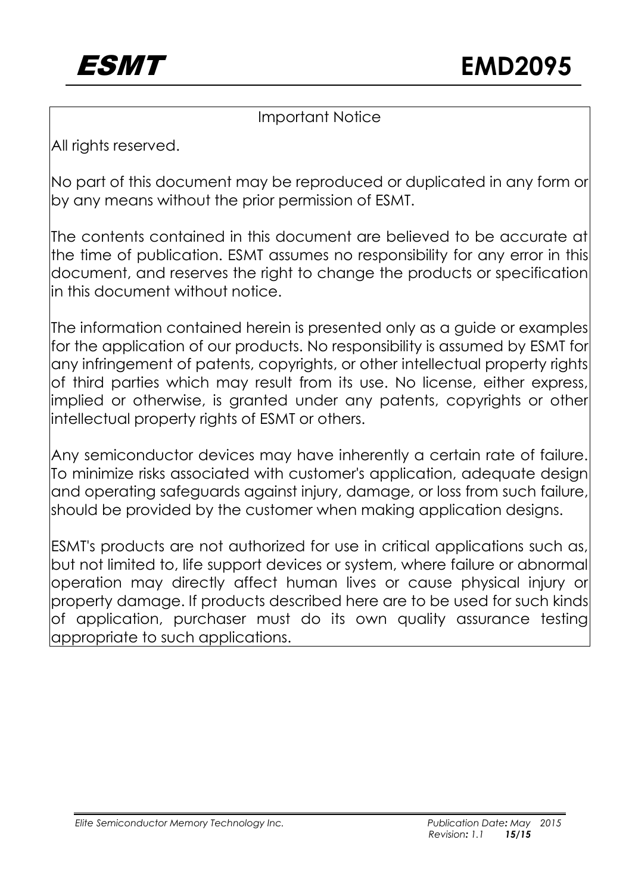## Important Notice

All rights reserved.

No part of this document may be reproduced or duplicated in any form or by any means without the prior permission of ESMT.

The contents contained in this document are believed to be accurate at the time of publication. ESMT assumes no responsibility for any error in this document, and reserves the right to change the products or specification in this document without notice.

The information contained herein is presented only as a guide or examples for the application of our products. No responsibility is assumed by ESMT for any infringement of patents, copyrights, or other intellectual property rights of third parties which may result from its use. No license, either express, implied or otherwise, is granted under any patents, copyrights or other intellectual property rights of ESMT or others.

Any semiconductor devices may have inherently a certain rate of failure. To minimize risks associated with customer's application, adequate design and operating safeguards against injury, damage, or loss from such failure, should be provided by the customer when making application designs.

ESMT's products are not authorized for use in critical applications such as, but not limited to, life support devices or system, where failure or abnormal operation may directly affect human lives or cause physical injury or property damage. If products described here are to be used for such kinds of application, purchaser must do its own quality assurance testing appropriate to such applications.